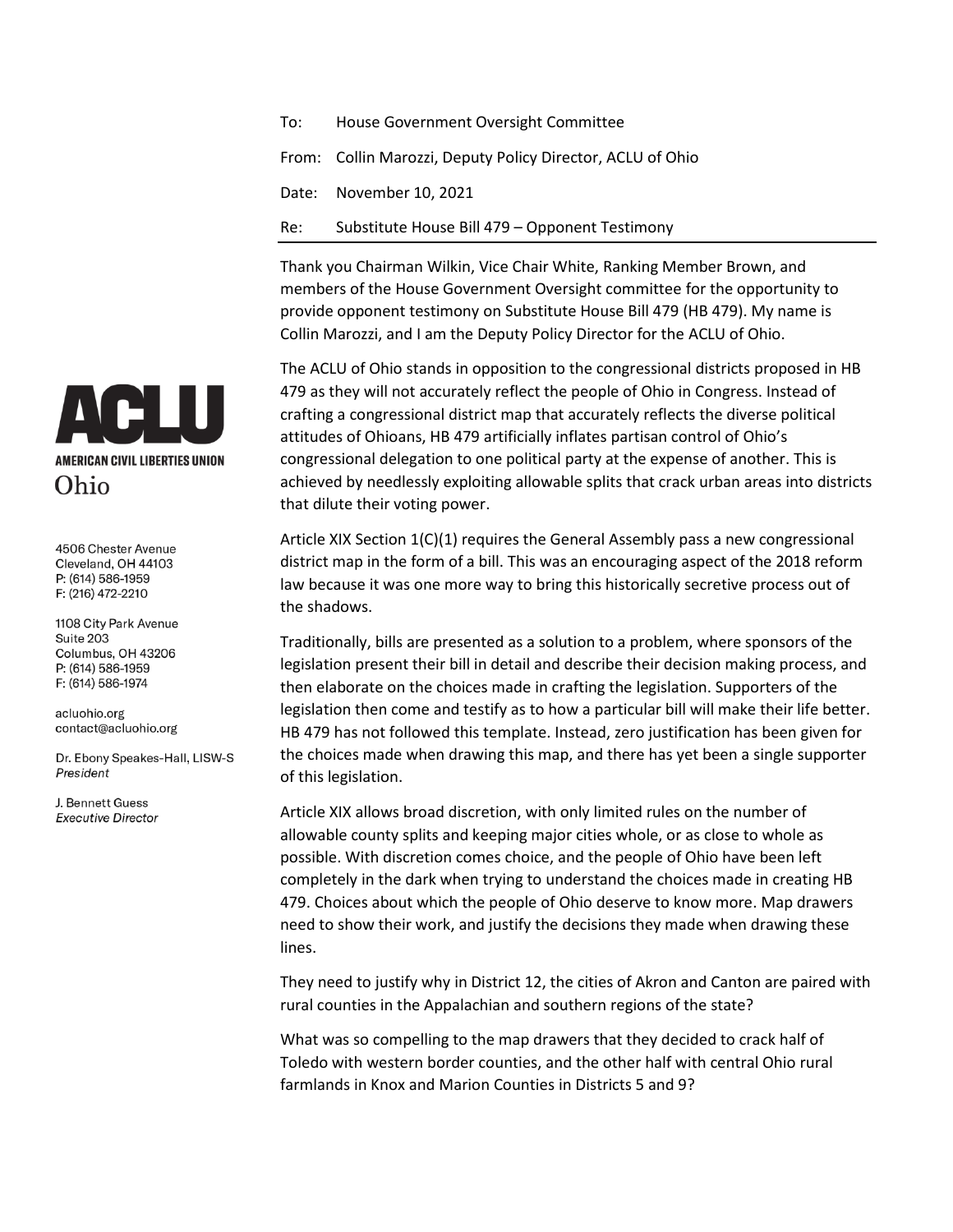To: House Government Oversight Committee

From: Collin Marozzi, Deputy Policy Director, ACLU of Ohio

Date: November 10, 2021

Re: Substitute House Bill 479 – Opponent Testimony

---

**AMERICAN CIVIL LIBERTIES UNION**
Ohio

4506 Chester Avenue
Cleveland, OH 44103
P: (614) 586-1959
F: (216) 472-2210

1108 City Park Avenue
Suite 203
Columbus, OH 43206
P: (614) 586-1959
F: (614) 586-1974

acluohio.org
contact@acluohio.org

Dr. Ebony Speakes-Hall, LISW-S
*President*

J. Bennett Guess
*Executive Director*

---

Thank you Chairman Wilkin, Vice Chair White, Ranking Member Brown, and members of the House Government Oversight committee for the opportunity to provide opponent testimony on Substitute House Bill 479 (HB 479). My name is Collin Marozzi, and I am the Deputy Policy Director for the ACLU of Ohio.

The ACLU of Ohio stands in opposition to the congressional districts proposed in HB 479 as they will not accurately reflect the people of Ohio in Congress. Instead of crafting a congressional district map that accurately reflects the diverse political attitudes of Ohioans, HB 479 artificially inflates partisan control of Ohio's congressional delegation to one political party at the expense of another. This is achieved by needlessly exploiting allowable splits that crack urban areas into districts that dilute their voting power.

Article XIX Section 1(C)(1) requires the General Assembly pass a new congressional district map in the form of a bill. This was an encouraging aspect of the 2018 reform law because it was one more way to bring this historically secretive process out of the shadows.

Traditionally, bills are presented as a solution to a problem, where sponsors of the legislation present their bill in detail and describe their decision making process, and then elaborate on the choices made in crafting the legislation. Supporters of the legislation then come and testify as to how a particular bill will make their life better. HB 479 has not followed this template. Instead, zero justification has been given for the choices made when drawing this map, and there has yet been a single supporter of this legislation.

Article XIX allows broad discretion, with only limited rules on the number of allowable county splits and keeping major cities whole, or as close to whole as possible. With discretion comes choice, and the people of Ohio have been left completely in the dark when trying to understand the choices made in creating HB 479. Choices about which the people of Ohio deserve to know more. Map drawers need to show their work, and justify the decisions they made when drawing these lines.

They need to justify why in District 12, the cities of Akron and Canton are paired with rural counties in the Appalachian and southern regions of the state?

What was so compelling to the map drawers that they decided to crack half of Toledo with western border counties, and the other half with central Ohio rural farmlands in Knox and Marion Counties in Districts 5 and 9?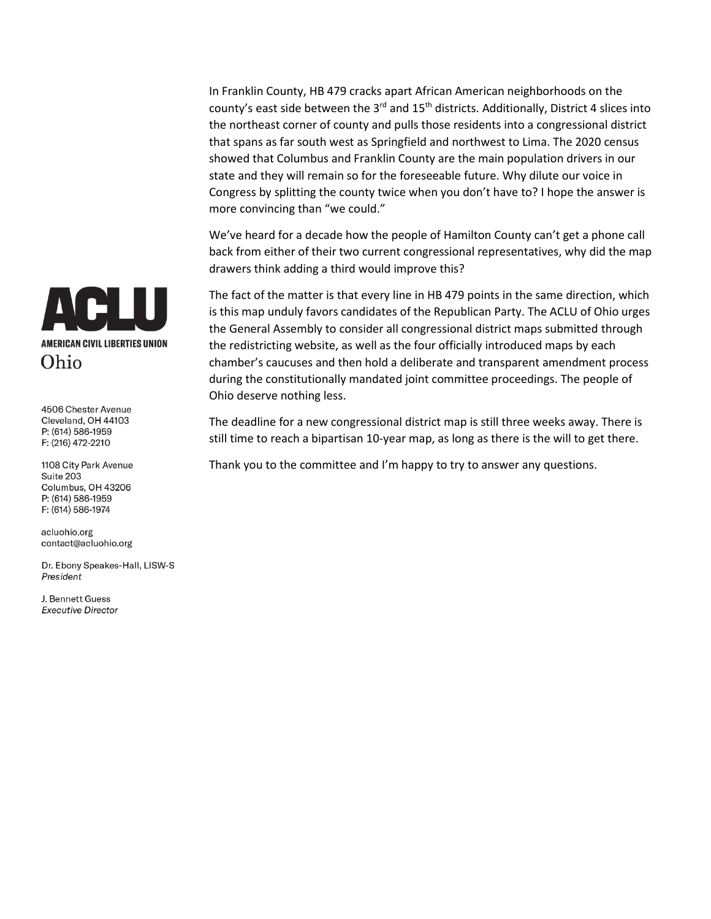In Franklin County, HB 479 cracks apart African American neighborhoods on the county's east side between the 3rd and 15th districts. Additionally, District 4 slices into the northeast corner of county and pulls those residents into a congressional district that spans as far south west as Springfield and northwest to Lima. The 2020 census showed that Columbus and Franklin County are the main population drivers in our state and they will remain so for the foreseeable future. Why dilute our voice in Congress by splitting the county twice when you don't have to? I hope the answer is more convincing than "we could."

We've heard for a decade how the people of Hamilton County can't get a phone call back from either of their two current congressional representatives, why did the map drawers think adding a third would improve this?

The fact of the matter is that every line in HB 479 points in the same direction, which is this map unduly favors candidates of the Republican Party. The ACLU of Ohio urges the General Assembly to consider all congressional district maps submitted through the redistricting website, as well as the four officially introduced maps by each chamber's caucuses and then hold a deliberate and transparent amendment process during the constitutionally mandated joint committee proceedings. The people of Ohio deserve nothing less.

The deadline for a new congressional district map is still three weeks away. There is still time to reach a bipartisan 10-year map, as long as there is the will to get there.

Thank you to the committee and I'm happy to try to answer any questions.

ACLU
AMERICAN CIVIL LIBERTIES UNION
Ohio

4506 Chester Avenue
Cleveland, OH 44103
P: (614) 586-1959
F: (216) 472-2210

1108 City Park Avenue
Suite 203
Columbus, OH 43206
P: (614) 586-1959
F: (614) 586-1974

acluohio.org
contact@acluohio.org

Dr. Ebony Speakes-Hall, LISW-S
*President*

J. Bennett Guess
*Executive Director*